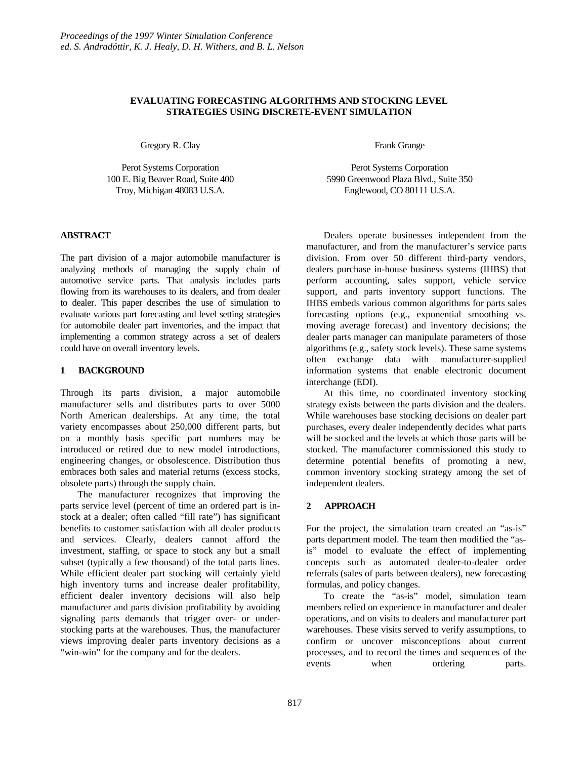# EVALUATING FORECASTING ALGORITHMS AND STOCKING LEVEL STRATEGIES USING DISCRETE-EVENT SIMULATION

Gregory R. Clay

Perot Systems Corporation
100 E. Big Beaver Road, Suite 400
Troy, Michigan 48083 U.S.A.

Frank Grange

Perot Systems Corporation
5990 Greenwood Plaza Blvd., Suite 350
Englewood, CO 80111 U.S.A.

## ABSTRACT

The part division of a major automobile manufacturer is analyzing methods of managing the supply chain of automotive service parts. That analysis includes parts flowing from its warehouses to its dealers, and from dealer to dealer. This paper describes the use of simulation to evaluate various part forecasting and level setting strategies for automobile dealer part inventories, and the impact that implementing a common strategy across a set of dealers could have on overall inventory levels.

## 1 BACKGROUND

Through its parts division, a major automobile manufacturer sells and distributes parts to over 5000 North American dealerships. At any time, the total variety encompasses about 250,000 different parts, but on a monthly basis specific part numbers may be introduced or retired due to new model introductions, engineering changes, or obsolescence. Distribution thus embraces both sales and material returns (excess stocks, obsolete parts) through the supply chain.

The manufacturer recognizes that improving the parts service level (percent of time an ordered part is in-stock at a dealer; often called "fill rate") has significant benefits to customer satisfaction with all dealer products and services. Clearly, dealers cannot afford the investment, staffing, or space to stock any but a small subset (typically a few thousand) of the total parts lines. While efficient dealer part stocking will certainly yield high inventory turns and increase dealer profitability, efficient dealer inventory decisions will also help manufacturer and parts division profitability by avoiding signaling parts demands that trigger over- or under-stocking parts at the warehouses. Thus, the manufacturer views improving dealer parts inventory decisions as a "win-win" for the company and for the dealers.

Dealers operate businesses independent from the manufacturer, and from the manufacturer's service parts division. From over 50 different third-party vendors, dealers purchase in-house business systems (IHBS) that perform accounting, sales support, vehicle service support, and parts inventory support functions. The IHBS embeds various common algorithms for parts sales forecasting options (e.g., exponential smoothing vs. moving average forecast) and inventory decisions; the dealer parts manager can manipulate parameters of those algorithms (e.g., safety stock levels). These same systems often exchange data with manufacturer-supplied information systems that enable electronic document interchange (EDI).

At this time, no coordinated inventory stocking strategy exists between the parts division and the dealers. While warehouses base stocking decisions on dealer part purchases, every dealer independently decides what parts will be stocked and the levels at which those parts will be stocked. The manufacturer commissioned this study to determine potential benefits of promoting a new, common inventory stocking strategy among the set of independent dealers.

## 2 APPROACH

For the project, the simulation team created an "as-is" parts department model. The team then modified the "as-is" model to evaluate the effect of implementing concepts such as automated dealer-to-dealer order referrals (sales of parts between dealers), new forecasting formulas, and policy changes.

To create the "as-is" model, simulation team members relied on experience in manufacturer and dealer operations, and on visits to dealers and manufacturer part warehouses. These visits served to verify assumptions, to confirm or uncover misconceptions about current processes, and to record the times and sequences of the events when ordering parts.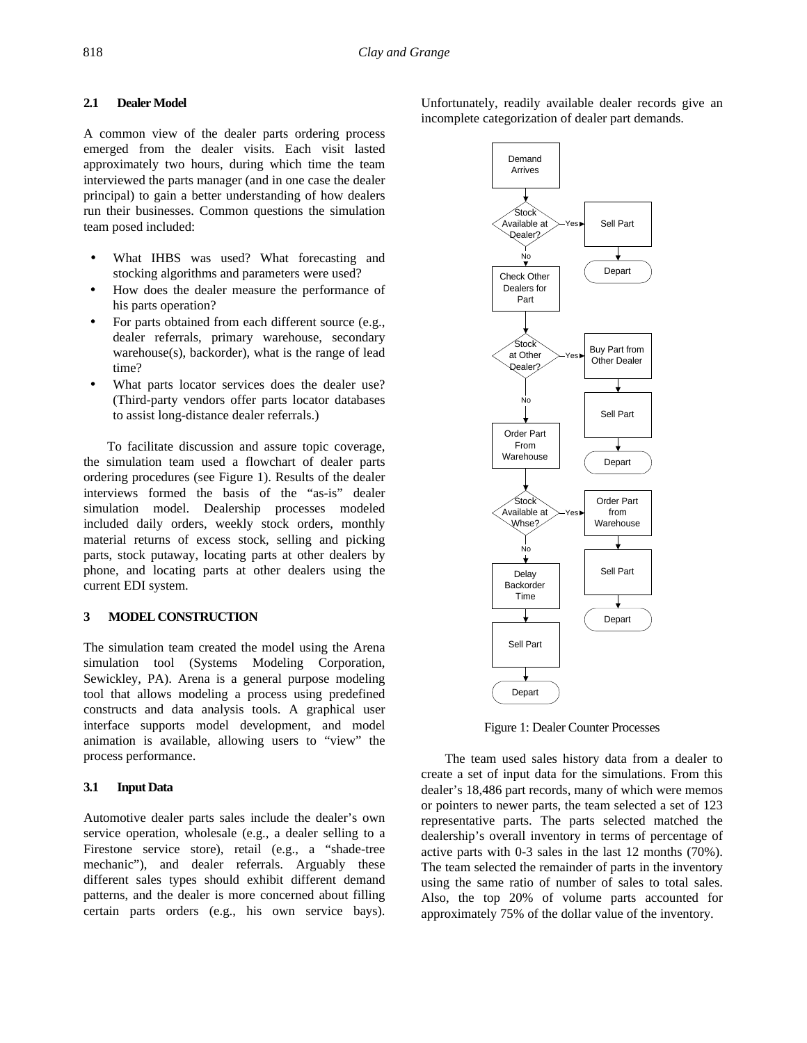### 2.1 Dealer Model

A common view of the dealer parts ordering process emerged from the dealer visits. Each visit lasted approximately two hours, during which time the team interviewed the parts manager (and in one case the dealer principal) to gain a better understanding of how dealers run their businesses. Common questions the simulation team posed included:

- What IHBS was used? What forecasting and stocking algorithms and parameters were used?
- How does the dealer measure the performance of his parts operation?
- For parts obtained from each different source (e.g., dealer referrals, primary warehouse, secondary warehouse(s), backorder), what is the range of lead time?
- What parts locator services does the dealer use? (Third-party vendors offer parts locator databases to assist long-distance dealer referrals.)

To facilitate discussion and assure topic coverage, the simulation team used a flowchart of dealer parts ordering procedures (see Figure 1). Results of the dealer interviews formed the basis of the "as-is" dealer simulation model. Dealership processes modeled included daily orders, weekly stock orders, monthly material returns of excess stock, selling and picking parts, stock putaway, locating parts at other dealers by phone, and locating parts at other dealers using the current EDI system.

## 3 MODEL CONSTRUCTION

The simulation team created the model using the Arena simulation tool (Systems Modeling Corporation, Sewickley, PA). Arena is a general purpose modeling tool that allows modeling a process using predefined constructs and data analysis tools. A graphical user interface supports model development, and model animation is available, allowing users to "view" the process performance.

### 3.1 Input Data

Automotive dealer parts sales include the dealer's own service operation, wholesale (e.g., a dealer selling to a Firestone service store), retail (e.g., a "shade-tree mechanic"), and dealer referrals. Arguably these different sales types should exhibit different demand patterns, and the dealer is more concerned about filling certain parts orders (e.g., his own service bays). Unfortunately, readily available dealer records give an incomplete categorization of dealer part demands.

Demand Arrives → Stock Available at Dealer? — Yes → Sell Part → Depart

No → Check Other Dealers for Part → Stock at Other Dealer? — Yes → Buy Part from Other Dealer → Sell Part → Depart

No → Order Part From Warehouse → Stock Available at Whse? — Yes → Order Part from Warehouse → Sell Part → Depart

No → Delay Backorder Time → Sell Part → Depart

Figure 1: Dealer Counter Processes

The team used sales history data from a dealer to create a set of input data for the simulations. From this dealer's 18,486 part records, many of which were memos or pointers to newer parts, the team selected a set of 123 representative parts. The parts selected matched the dealership's overall inventory in terms of percentage of active parts with 0-3 sales in the last 12 months (70%). The team selected the remainder of parts in the inventory using the same ratio of number of sales to total sales. Also, the top 20% of volume parts accounted for approximately 75% of the dollar value of the inventory.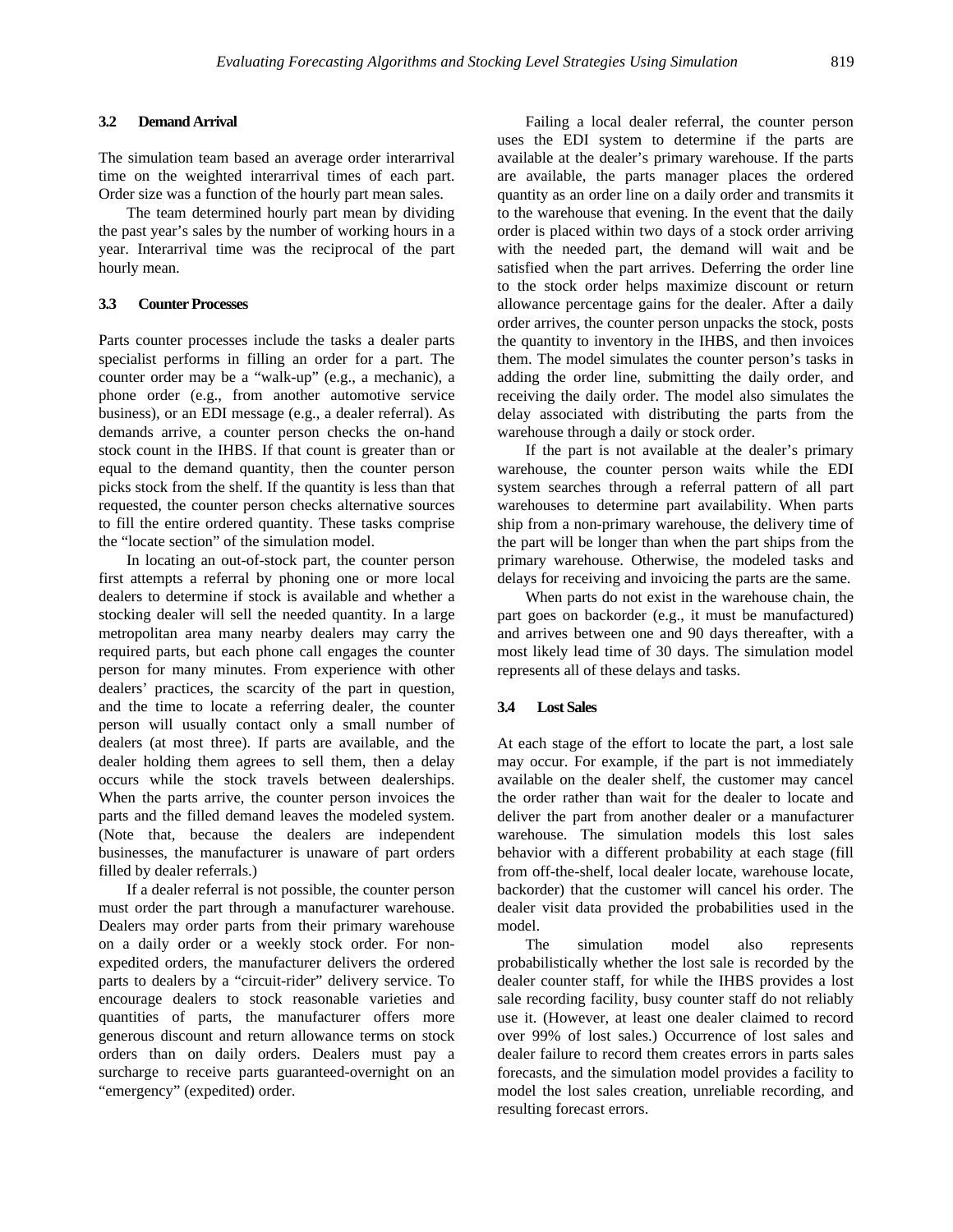### 3.2 Demand Arrival

The simulation team based an average order interarrival time on the weighted interarrival times of each part. Order size was a function of the hourly part mean sales.

The team determined hourly part mean by dividing the past year's sales by the number of working hours in a year. Interarrival time was the reciprocal of the part hourly mean.

### 3.3 Counter Processes

Parts counter processes include the tasks a dealer parts specialist performs in filling an order for a part. The counter order may be a "walk-up" (e.g., a mechanic), a phone order (e.g., from another automotive service business), or an EDI message (e.g., a dealer referral). As demands arrive, a counter person checks the on-hand stock count in the IHBS. If that count is greater than or equal to the demand quantity, then the counter person picks stock from the shelf. If the quantity is less than that requested, the counter person checks alternative sources to fill the entire ordered quantity. These tasks comprise the "locate section" of the simulation model.

In locating an out-of-stock part, the counter person first attempts a referral by phoning one or more local dealers to determine if stock is available and whether a stocking dealer will sell the needed quantity. In a large metropolitan area many nearby dealers may carry the required parts, but each phone call engages the counter person for many minutes. From experience with other dealers' practices, the scarcity of the part in question, and the time to locate a referring dealer, the counter person will usually contact only a small number of dealers (at most three). If parts are available, and the dealer holding them agrees to sell them, then a delay occurs while the stock travels between dealerships. When the parts arrive, the counter person invoices the parts and the filled demand leaves the modeled system. (Note that, because the dealers are independent businesses, the manufacturer is unaware of part orders filled by dealer referrals.)

If a dealer referral is not possible, the counter person must order the part through a manufacturer warehouse. Dealers may order parts from their primary warehouse on a daily order or a weekly stock order. For non-expedited orders, the manufacturer delivers the ordered parts to dealers by a "circuit-rider" delivery service. To encourage dealers to stock reasonable varieties and quantities of parts, the manufacturer offers more generous discount and return allowance terms on stock orders than on daily orders. Dealers must pay a surcharge to receive parts guaranteed-overnight on an "emergency" (expedited) order.

Failing a local dealer referral, the counter person uses the EDI system to determine if the parts are available at the dealer's primary warehouse. If the parts are available, the parts manager places the ordered quantity as an order line on a daily order and transmits it to the warehouse that evening. In the event that the daily order is placed within two days of a stock order arriving with the needed part, the demand will wait and be satisfied when the part arrives. Deferring the order line to the stock order helps maximize discount or return allowance percentage gains for the dealer. After a daily order arrives, the counter person unpacks the stock, posts the quantity to inventory in the IHBS, and then invoices them. The model simulates the counter person's tasks in adding the order line, submitting the daily order, and receiving the daily order. The model also simulates the delay associated with distributing the parts from the warehouse through a daily or stock order.

If the part is not available at the dealer's primary warehouse, the counter person waits while the EDI system searches through a referral pattern of all part warehouses to determine part availability. When parts ship from a non-primary warehouse, the delivery time of the part will be longer than when the part ships from the primary warehouse. Otherwise, the modeled tasks and delays for receiving and invoicing the parts are the same.

When parts do not exist in the warehouse chain, the part goes on backorder (e.g., it must be manufactured) and arrives between one and 90 days thereafter, with a most likely lead time of 30 days. The simulation model represents all of these delays and tasks.

### 3.4 Lost Sales

At each stage of the effort to locate the part, a lost sale may occur. For example, if the part is not immediately available on the dealer shelf, the customer may cancel the order rather than wait for the dealer to locate and deliver the part from another dealer or a manufacturer warehouse. The simulation models this lost sales behavior with a different probability at each stage (fill from off-the-shelf, local dealer locate, warehouse locate, backorder) that the customer will cancel his order. The dealer visit data provided the probabilities used in the model.

The simulation model also represents probabilistically whether the lost sale is recorded by the dealer counter staff, for while the IHBS provides a lost sale recording facility, busy counter staff do not reliably use it. (However, at least one dealer claimed to record over 99% of lost sales.) Occurrence of lost sales and dealer failure to record them creates errors in parts sales forecasts, and the simulation model provides a facility to model the lost sales creation, unreliable recording, and resulting forecast errors.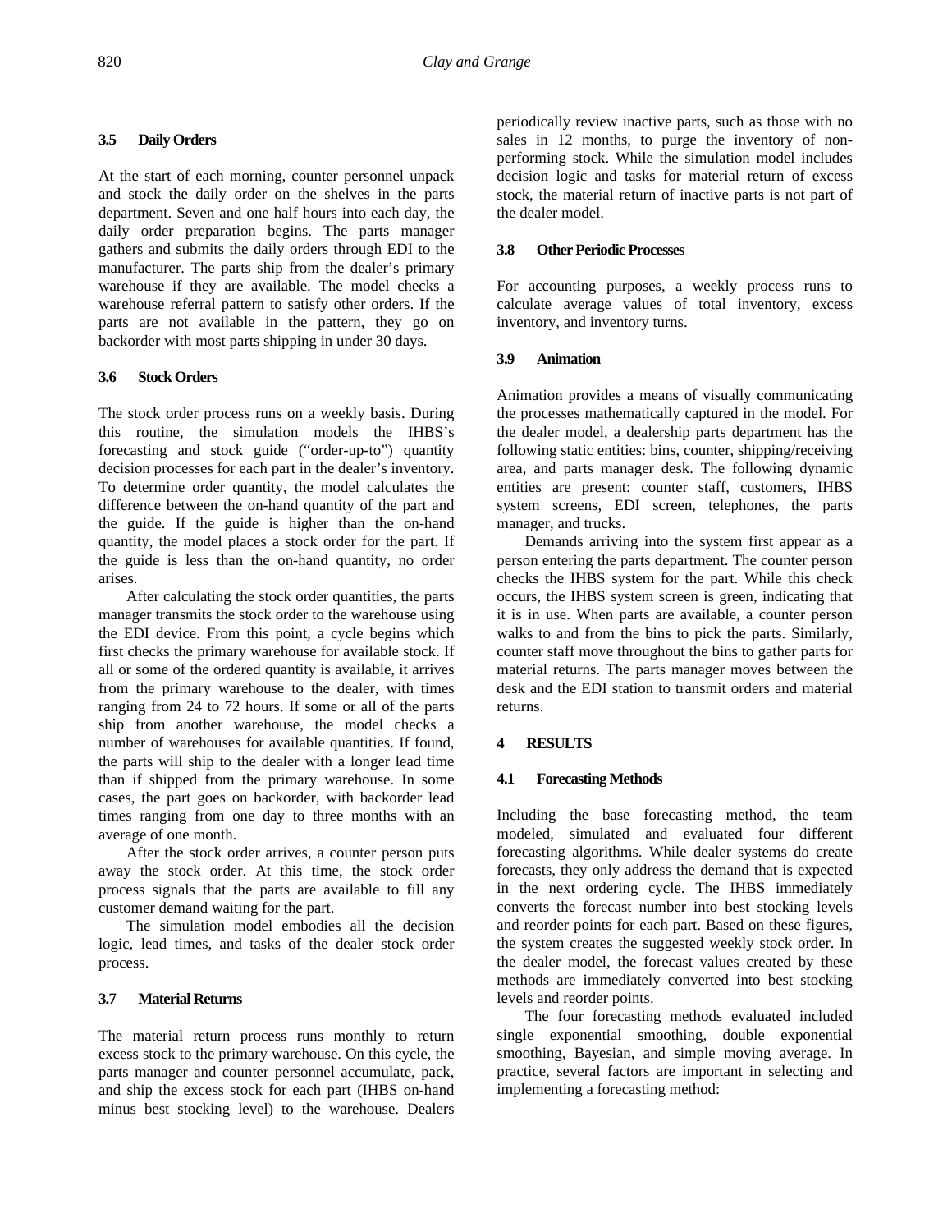### 3.5 Daily Orders

At the start of each morning, counter personnel unpack and stock the daily order on the shelves in the parts department. Seven and one half hours into each day, the daily order preparation begins. The parts manager gathers and submits the daily orders through EDI to the manufacturer. The parts ship from the dealer's primary warehouse if they are available. The model checks a warehouse referral pattern to satisfy other orders. If the parts are not available in the pattern, they go on backorder with most parts shipping in under 30 days.

### 3.6 Stock Orders

The stock order process runs on a weekly basis. During this routine, the simulation models the IHBS's forecasting and stock guide ("order-up-to") quantity decision processes for each part in the dealer's inventory. To determine order quantity, the model calculates the difference between the on-hand quantity of the part and the guide. If the guide is higher than the on-hand quantity, the model places a stock order for the part. If the guide is less than the on-hand quantity, no order arises.

After calculating the stock order quantities, the parts manager transmits the stock order to the warehouse using the EDI device. From this point, a cycle begins which first checks the primary warehouse for available stock. If all or some of the ordered quantity is available, it arrives from the primary warehouse to the dealer, with times ranging from 24 to 72 hours. If some or all of the parts ship from another warehouse, the model checks a number of warehouses for available quantities. If found, the parts will ship to the dealer with a longer lead time than if shipped from the primary warehouse. In some cases, the part goes on backorder, with backorder lead times ranging from one day to three months with an average of one month.

After the stock order arrives, a counter person puts away the stock order. At this time, the stock order process signals that the parts are available to fill any customer demand waiting for the part.

The simulation model embodies all the decision logic, lead times, and tasks of the dealer stock order process.

### 3.7 Material Returns

The material return process runs monthly to return excess stock to the primary warehouse. On this cycle, the parts manager and counter personnel accumulate, pack, and ship the excess stock for each part (IHBS on-hand minus best stocking level) to the warehouse. Dealers periodically review inactive parts, such as those with no sales in 12 months, to purge the inventory of non-performing stock. While the simulation model includes decision logic and tasks for material return of excess stock, the material return of inactive parts is not part of the dealer model.

### 3.8 Other Periodic Processes

For accounting purposes, a weekly process runs to calculate average values of total inventory, excess inventory, and inventory turns.

### 3.9 Animation

Animation provides a means of visually communicating the processes mathematically captured in the model. For the dealer model, a dealership parts department has the following static entities: bins, counter, shipping/receiving area, and parts manager desk. The following dynamic entities are present: counter staff, customers, IHBS system screens, EDI screen, telephones, the parts manager, and trucks.

Demands arriving into the system first appear as a person entering the parts department. The counter person checks the IHBS system for the part. While this check occurs, the IHBS system screen is green, indicating that it is in use. When parts are available, a counter person walks to and from the bins to pick the parts. Similarly, counter staff move throughout the bins to gather parts for material returns. The parts manager moves between the desk and the EDI station to transmit orders and material returns.

## 4 RESULTS

### 4.1 Forecasting Methods

Including the base forecasting method, the team modeled, simulated and evaluated four different forecasting algorithms. While dealer systems do create forecasts, they only address the demand that is expected in the next ordering cycle. The IHBS immediately converts the forecast number into best stocking levels and reorder points for each part. Based on these figures, the system creates the suggested weekly stock order. In the dealer model, the forecast values created by these methods are immediately converted into best stocking levels and reorder points.

The four forecasting methods evaluated included single exponential smoothing, double exponential smoothing, Bayesian, and simple moving average. In practice, several factors are important in selecting and implementing a forecasting method: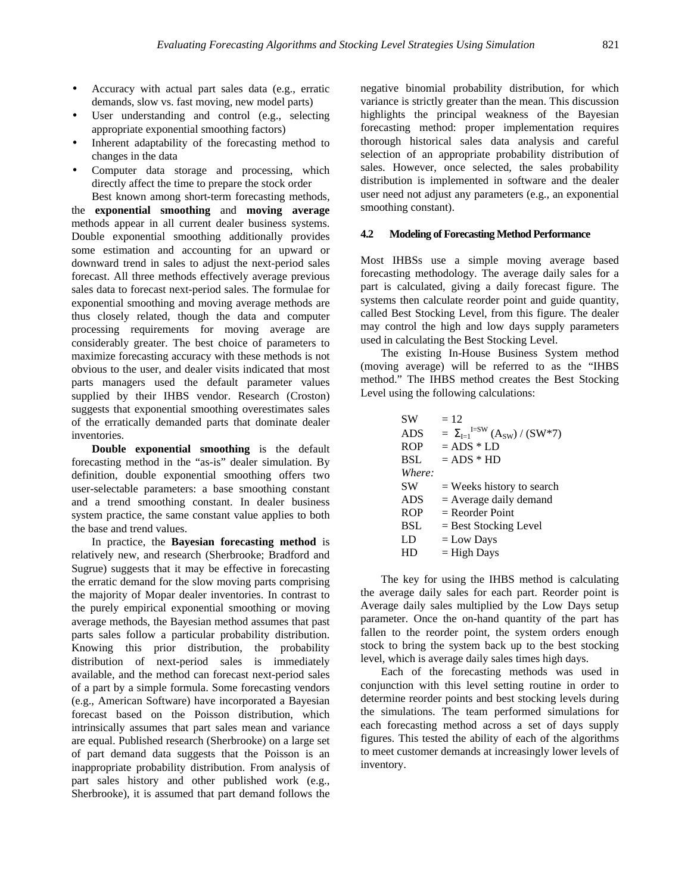- Accuracy with actual part sales data (e.g., erratic demands, slow vs. fast moving, new model parts)
- User understanding and control (e.g., selecting appropriate exponential smoothing factors)
- Inherent adaptability of the forecasting method to changes in the data
- Computer data storage and processing, which directly affect the time to prepare the stock order

Best known among short-term forecasting methods, the **exponential smoothing** and **moving average** methods appear in all current dealer business systems. Double exponential smoothing additionally provides some estimation and accounting for an upward or downward trend in sales to adjust the next-period sales forecast. All three methods effectively average previous sales data to forecast next-period sales. The formulae for exponential smoothing and moving average methods are thus closely related, though the data and computer processing requirements for moving average are considerably greater. The best choice of parameters to maximize forecasting accuracy with these methods is not obvious to the user, and dealer visits indicated that most parts managers used the default parameter values supplied by their IHBS vendor. Research (Croston) suggests that exponential smoothing overestimates sales of the erratically demanded parts that dominate dealer inventories.

**Double exponential smoothing** is the default forecasting method in the "as-is" dealer simulation. By definition, double exponential smoothing offers two user-selectable parameters: a base smoothing constant and a trend smoothing constant. In dealer business system practice, the same constant value applies to both the base and trend values.

In practice, the **Bayesian forecasting method** is relatively new, and research (Sherbrooke; Bradford and Sugrue) suggests that it may be effective in forecasting the erratic demand for the slow moving parts comprising the majority of Mopar dealer inventories. In contrast to the purely empirical exponential smoothing or moving average methods, the Bayesian method assumes that past parts sales follow a particular probability distribution. Knowing this prior distribution, the probability distribution of next-period sales is immediately available, and the method can forecast next-period sales of a part by a simple formula. Some forecasting vendors (e.g., American Software) have incorporated a Bayesian forecast based on the Poisson distribution, which intrinsically assumes that part sales mean and variance are equal. Published research (Sherbrooke) on a large set of part demand data suggests that the Poisson is an inappropriate probability distribution. From analysis of part sales history and other published work (e.g., Sherbrooke), it is assumed that part demand follows the negative binomial probability distribution, for which variance is strictly greater than the mean. This discussion highlights the principal weakness of the Bayesian forecasting method: proper implementation requires thorough historical sales data analysis and careful selection of an appropriate probability distribution of sales. However, once selected, the sales probability distribution is implemented in software and the dealer user need not adjust any parameters (e.g., an exponential smoothing constant).

### 4.2 Modeling of Forecasting Method Performance

Most IHBSs use a simple moving average based forecasting methodology. The average daily sales for a part is calculated, giving a daily forecast figure. The systems then calculate reorder point and guide quantity, called Best Stocking Level, from this figure. The dealer may control the high and low days supply parameters used in calculating the Best Stocking Level.

The existing In-House Business System method (moving average) will be referred to as the "IHBS method." The IHBS method creates the Best Stocking Level using the following calculations:

$$SW = 12$$
$$ADS = \Sigma_{I=1}^{I=SW} (A_{SW}) / (SW*7)$$
$$ROP = ADS * LD$$
$$BSL = ADS * HD$$

*Where:*

SW = Weeks history to search
ADS = Average daily demand
ROP = Reorder Point
BSL = Best Stocking Level
LD = Low Days
HD = High Days

The key for using the IHBS method is calculating the average daily sales for each part. Reorder point is Average daily sales multiplied by the Low Days setup parameter. Once the on-hand quantity of the part has fallen to the reorder point, the system orders enough stock to bring the system back up to the best stocking level, which is average daily sales times high days.

Each of the forecasting methods was used in conjunction with this level setting routine in order to determine reorder points and best stocking levels during the simulations. The team performed simulations for each forecasting method across a set of days supply figures. This tested the ability of each of the algorithms to meet customer demands at increasingly lower levels of inventory.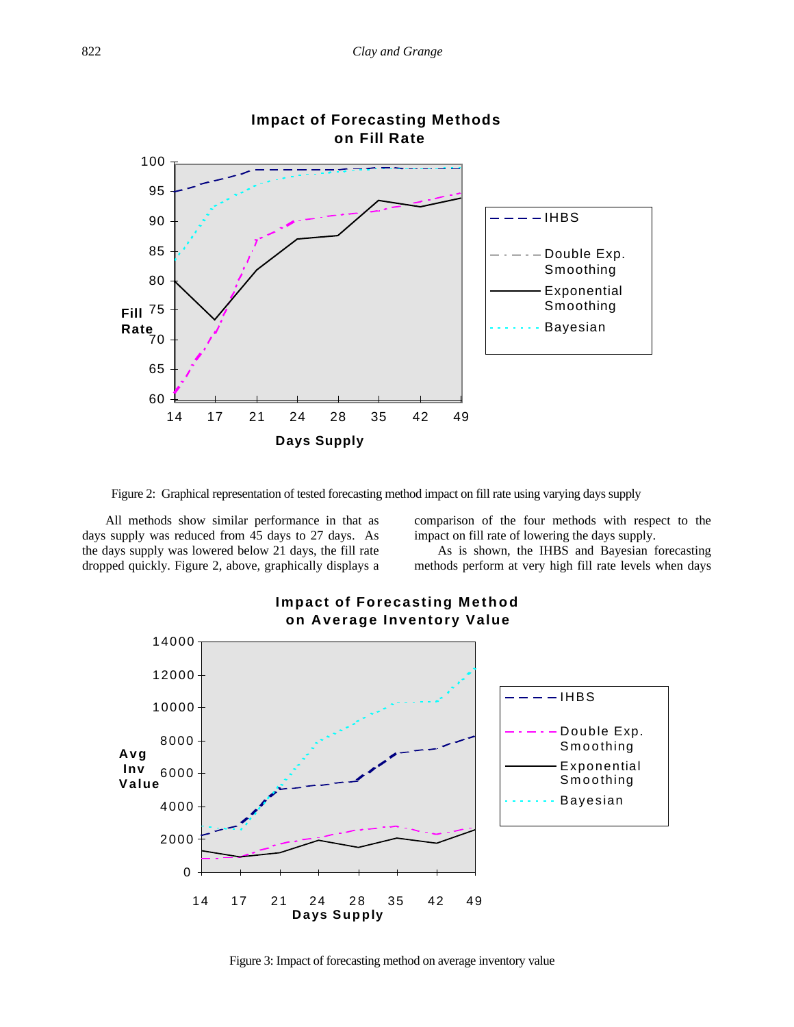Figure 2: Graphical representation of tested forecasting method impact on fill rate using varying days supply

All methods show similar performance in that as days supply was reduced from 45 days to 27 days. As the days supply was lowered below 21 days, the fill rate dropped quickly. Figure 2, above, graphically displays a comparison of the four methods with respect to the impact on fill rate of lowering the days supply.

As is shown, the IHBS and Bayesian forecasting methods perform at very high fill rate levels when days

Figure 3: Impact of forecasting method on average inventory value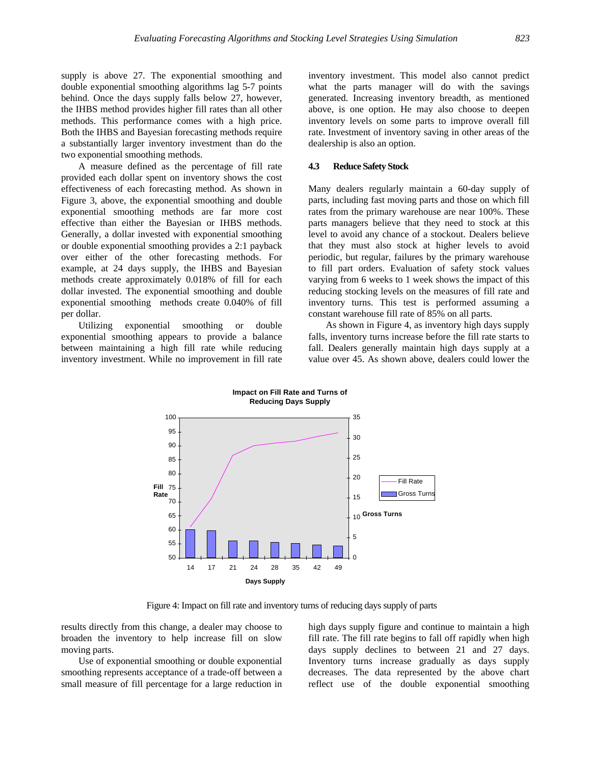supply is above 27. The exponential smoothing and double exponential smoothing algorithms lag 5-7 points behind. Once the days supply falls below 27, however, the IHBS method provides higher fill rates than all other methods. This performance comes with a high price. Both the IHBS and Bayesian forecasting methods require a substantially larger inventory investment than do the two exponential smoothing methods.

A measure defined as the percentage of fill rate provided each dollar spent on inventory shows the cost effectiveness of each forecasting method. As shown in Figure 3, above, the exponential smoothing and double exponential smoothing methods are far more cost effective than either the Bayesian or IHBS methods. Generally, a dollar invested with exponential smoothing or double exponential smoothing provides a 2:1 payback over either of the other forecasting methods. For example, at 24 days supply, the IHBS and Bayesian methods create approximately 0.018% of fill for each dollar invested. The exponential smoothing and double exponential smoothing methods create 0.040% of fill per dollar.

Utilizing exponential smoothing or double exponential smoothing appears to provide a balance between maintaining a high fill rate while reducing inventory investment. While no improvement in fill rate results directly from this change, a dealer may choose to broaden the inventory to help increase fill on slow moving parts.

Use of exponential smoothing or double exponential smoothing represents acceptance of a trade-off between a small measure of fill percentage for a large reduction in inventory investment. This model also cannot predict what the parts manager will do with the savings generated. Increasing inventory breadth, as mentioned above, is one option. He may also choose to deepen inventory levels on some parts to improve overall fill rate. Investment of inventory saving in other areas of the dealership is also an option.

### 4.3 Reduce Safety Stock

Many dealers regularly maintain a 60-day supply of parts, including fast moving parts and those on which fill rates from the primary warehouse are near 100%. These parts managers believe that they need to stock at this level to avoid any chance of a stockout. Dealers believe that they must also stock at higher levels to avoid periodic, but regular, failures by the primary warehouse to fill part orders. Evaluation of safety stock values varying from 6 weeks to 1 week shows the impact of this reducing stocking levels on the measures of fill rate and inventory turns. This test is performed assuming a constant warehouse fill rate of 85% on all parts.

As shown in Figure 4, as inventory high days supply falls, inventory turns increase before the fill rate starts to fall. Dealers generally maintain high days supply at a value over 45. As shown above, dealers could lower the high days supply figure and continue to maintain a high fill rate. The fill rate begins to fall off rapidly when high days supply declines to between 21 and 27 days. Inventory turns increase gradually as days supply decreases. The data represented by the above chart reflect use of the double exponential smoothing

Figure 4: Impact on fill rate and inventory turns of reducing days supply of parts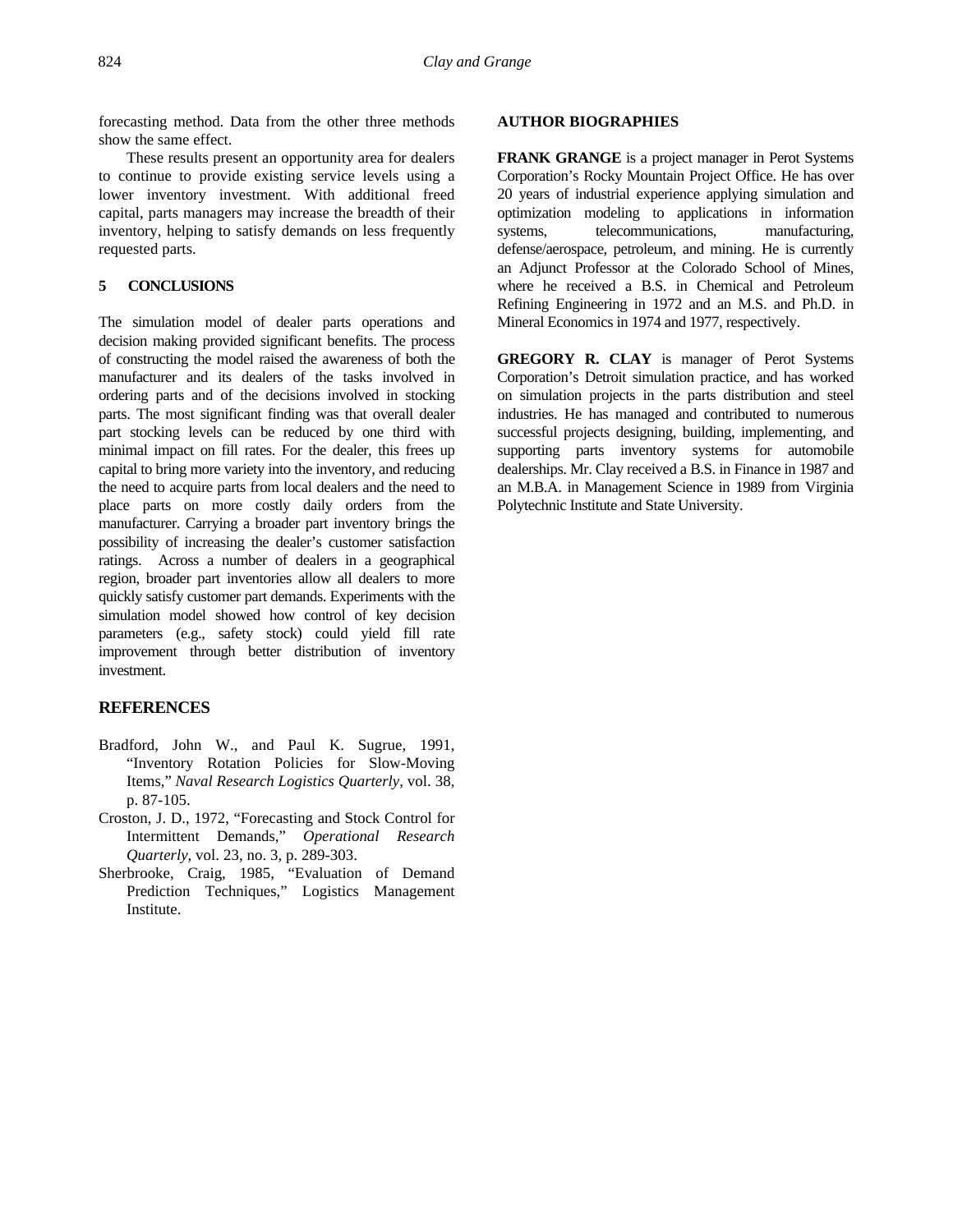forecasting method. Data from the other three methods show the same effect.

These results present an opportunity area for dealers to continue to provide existing service levels using a lower inventory investment. With additional freed capital, parts managers may increase the breadth of their inventory, helping to satisfy demands on less frequently requested parts.

## 5 CONCLUSIONS

The simulation model of dealer parts operations and decision making provided significant benefits. The process of constructing the model raised the awareness of both the manufacturer and its dealers of the tasks involved in ordering parts and of the decisions involved in stocking parts. The most significant finding was that overall dealer part stocking levels can be reduced by one third with minimal impact on fill rates. For the dealer, this frees up capital to bring more variety into the inventory, and reducing the need to acquire parts from local dealers and the need to place parts on more costly daily orders from the manufacturer. Carrying a broader part inventory brings the possibility of increasing the dealer's customer satisfaction ratings. Across a number of dealers in a geographical region, broader part inventories allow all dealers to more quickly satisfy customer part demands. Experiments with the simulation model showed how control of key decision parameters (e.g., safety stock) could yield fill rate improvement through better distribution of inventory investment.

## REFERENCES

Bradford, John W., and Paul K. Sugrue, 1991, "Inventory Rotation Policies for Slow-Moving Items," *Naval Research Logistics Quarterly*, vol. 38, p. 87-105.

Croston, J. D., 1972, "Forecasting and Stock Control for Intermittent Demands," *Operational Research Quarterly*, vol. 23, no. 3, p. 289-303.

Sherbrooke, Craig, 1985, "Evaluation of Demand Prediction Techniques," Logistics Management Institute.

## AUTHOR BIOGRAPHIES

**FRANK GRANGE** is a project manager in Perot Systems Corporation's Rocky Mountain Project Office. He has over 20 years of industrial experience applying simulation and optimization modeling to applications in information systems, telecommunications, manufacturing, defense/aerospace, petroleum, and mining. He is currently an Adjunct Professor at the Colorado School of Mines, where he received a B.S. in Chemical and Petroleum Refining Engineering in 1972 and an M.S. and Ph.D. in Mineral Economics in 1974 and 1977, respectively.

**GREGORY R. CLAY** is manager of Perot Systems Corporation's Detroit simulation practice, and has worked on simulation projects in the parts distribution and steel industries. He has managed and contributed to numerous successful projects designing, building, implementing, and supporting parts inventory systems for automobile dealerships. Mr. Clay received a B.S. in Finance in 1987 and an M.B.A. in Management Science in 1989 from Virginia Polytechnic Institute and State University.